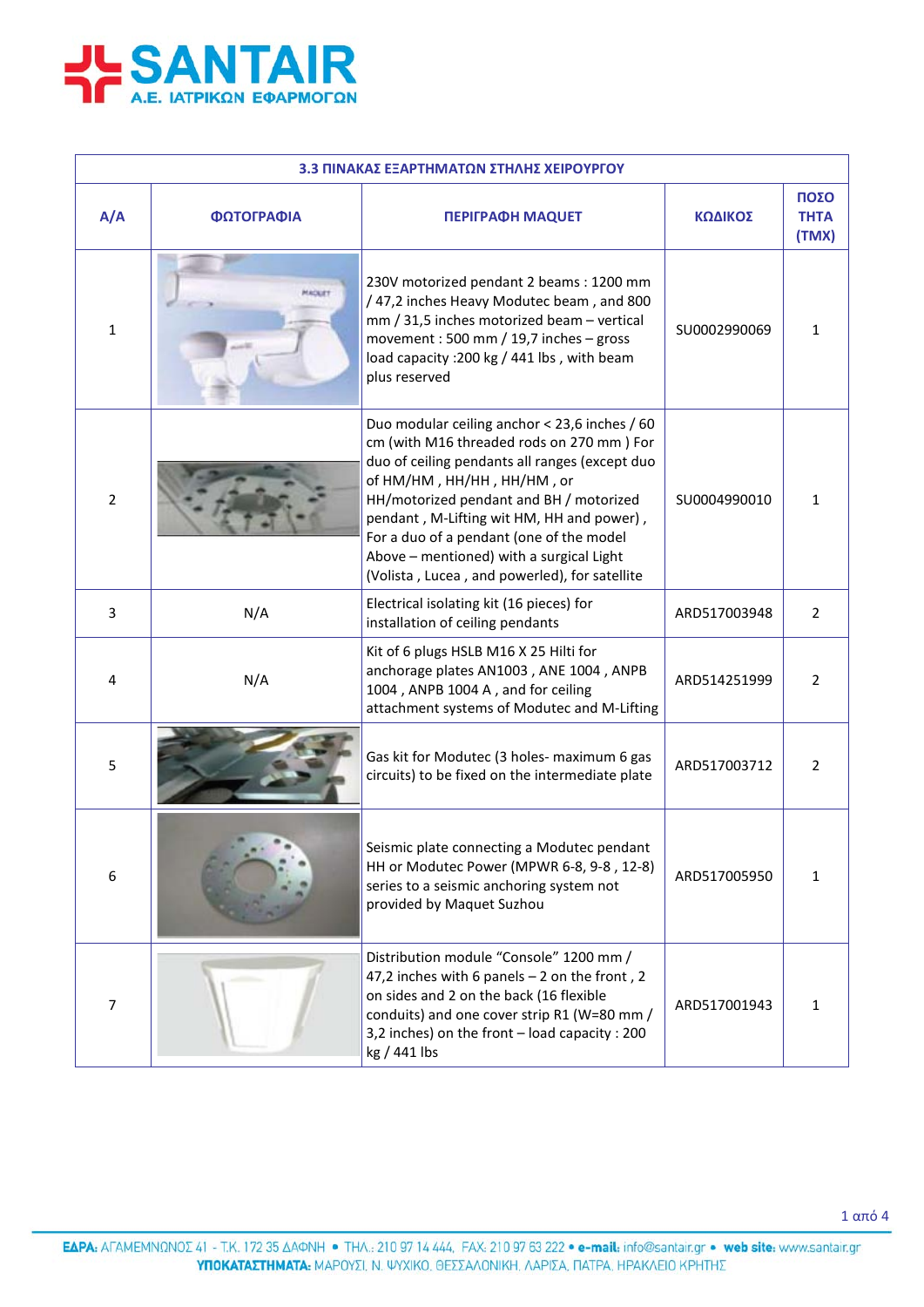**SANTAIR**
**Α.Ε. ΙΑΤΡΙΚΩΝ ΕΦΑΡΜΟΓΩΝ**

| 3.3 ΠΙΝΑΚΑΣ ΕΞΑΡΤΗΜΑΤΩΝ ΣΤΗΛΗΣ ΧΕΙΡΟΥΡΓΟΥ | | | | |
|---|---|---|---|---|
| **Α/Α** | **ΦΩΤΟΓΡΑΦΙΑ** | **ΠΕΡΙΓΡΑΦΗ MAQUET** | **ΚΩΔΙΚΟΣ** | **ΠΟΣΟΤΗΤΑ (ΤΜΧ)** |
| 1 | | 230V motorized pendant 2 beams : 1200 mm / 47,2 inches Heavy Modutec beam , and 800 mm / 31,5 inches motorized beam – vertical movement : 500 mm / 19,7 inches – gross load capacity :200 kg / 441 lbs , with beam plus reserved | SU0002990069 | 1 |
| 2 | | Duo modular ceiling anchor < 23,6 inches / 60 cm (with M16 threaded rods on 270 mm ) For duo of ceiling pendants all ranges (except duo of HM/HM , HH/HH , HH/HM , or HH/motorized pendant and BH / motorized pendant , M-Lifting wit HM, HH and power) , For a duo of a pendant (one of the model Above – mentioned) with a surgical Light (Volista , Lucea , and powerled), for satellite | SU0004990010 | 1 |
| 3 | N/A | Electrical isolating kit (16 pieces) for installation of ceiling pendants | ARD517003948 | 2 |
| 4 | N/A | Kit of 6 plugs HSLB M16 X 25 Hilti for anchorage plates AN1003 , ANE 1004 , ANPB 1004 , ANPB 1004 A , and for ceiling attachment systems of Modutec and M-Lifting | ARD514251999 | 2 |
| 5 | | Gas kit for Modutec (3 holes- maximum 6 gas circuits) to be fixed on the intermediate plate | ARD517003712 | 2 |
| 6 | | Seismic plate connecting a Modutec pendant HH or Modutec Power (MPWR 6-8, 9-8 , 12-8) series to a seismic anchoring system not provided by Maquet Suzhou | ARD517005950 | 1 |
| 7 | | Distribution module "Console" 1200 mm / 47,2 inches with 6 panels – 2 on the front , 2 on sides and 2 on the back (16 flexible conduits) and one cover strip R1 (W=80 mm / 3,2 inches) on the front – load capacity : 200 kg / 441 lbs | ARD517001943 | 1 |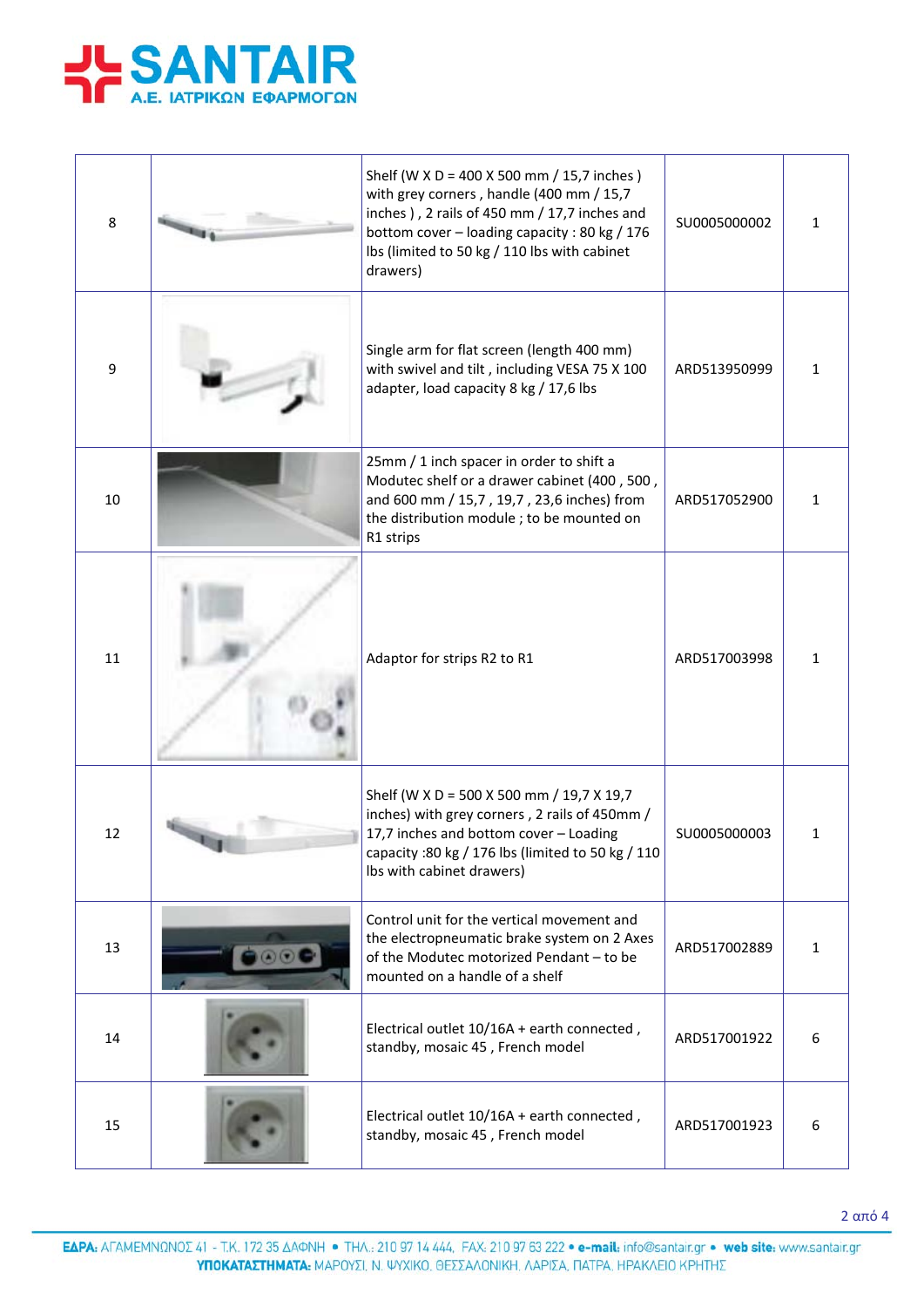| 8 | | Shelf (W X D = 400 X 500 mm / 15,7 inches ) with grey corners , handle (400 mm / 15,7 inches ) , 2 rails of 450 mm / 17,7 inches and bottom cover – loading capacity : 80 kg / 176 lbs (limited to 50 kg / 110 lbs with cabinet drawers) | SU0005000002 | 1 |
|---|---|---|---|---|
| 9 | | Single arm for flat screen (length 400 mm) with swivel and tilt , including VESA 75 X 100 adapter, load capacity 8 kg / 17,6 lbs | ARD513950999 | 1 |
| 10 | | 25mm / 1 inch spacer in order to shift a Modutec shelf or a drawer cabinet (400 , 500 , and 600 mm / 15,7 , 19,7 , 23,6 inches) from the distribution module ; to be mounted on R1 strips | ARD517052900 | 1 |
| 11 | | Adaptor for strips R2 to R1 | ARD517003998 | 1 |
| 12 | | Shelf (W X D = 500 X 500 mm / 19,7 X 19,7 inches) with grey corners , 2 rails of 450mm / 17,7 inches and bottom cover – Loading capacity :80 kg / 176 lbs (limited to 50 kg / 110 lbs with cabinet drawers) | SU0005000003 | 1 |
| 13 | | Control unit for the vertical movement and the electropneumatic brake system on 2 Axes of the Modutec motorized Pendant – to be mounted on a handle of a shelf | ARD517002889 | 1 |
| 14 | | Electrical outlet 10/16A + earth connected , standby, mosaic 45 , French model | ARD517001922 | 6 |
| 15 | | Electrical outlet 10/16A + earth connected , standby, mosaic 45 , French model | ARD517001923 | 6 |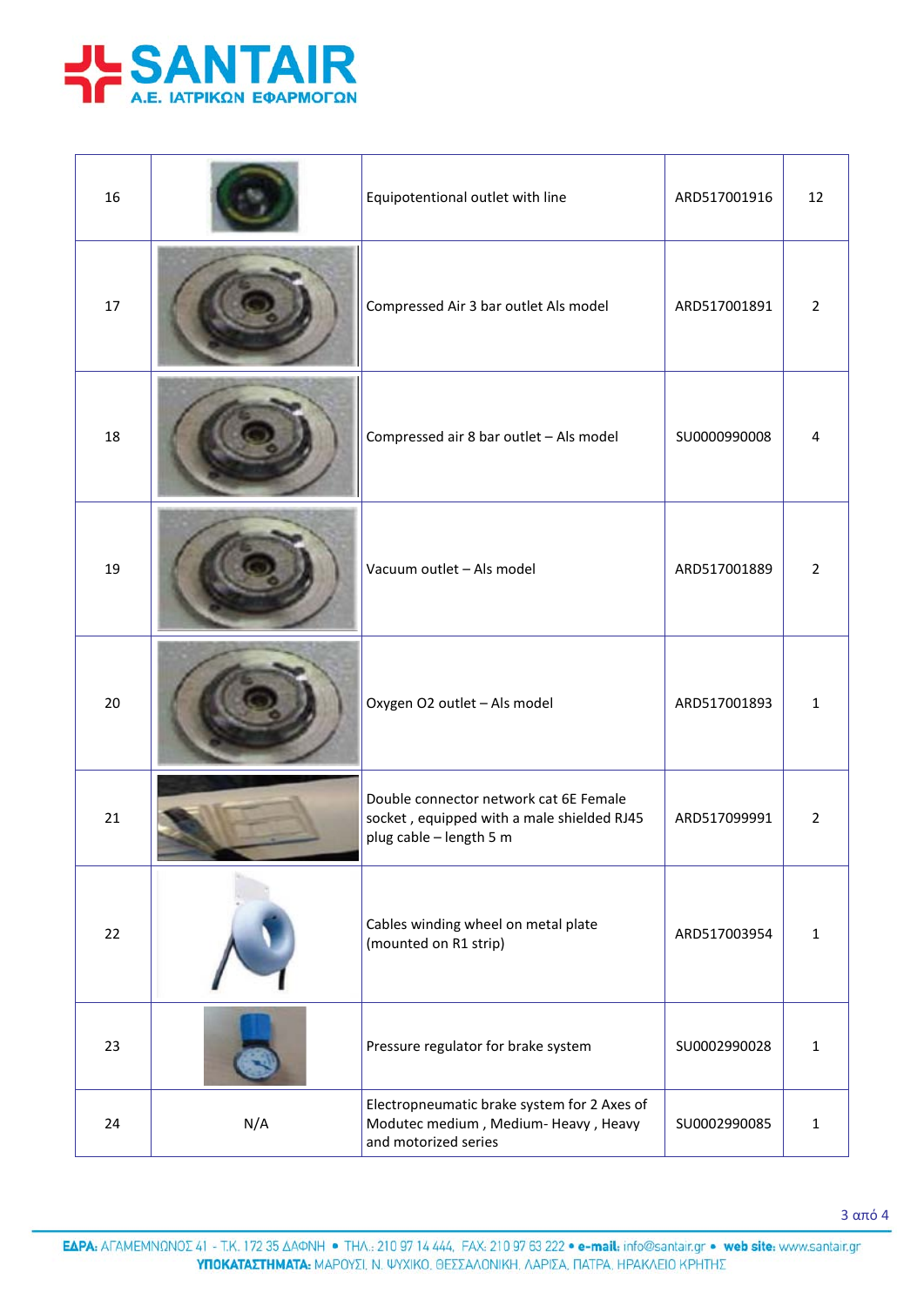| 16 | | Equipotentional outlet with line | ARD517001916 | 12 |
|---|---|---|---|---|
| 17 | | Compressed Air 3 bar outlet Als model | ARD517001891 | 2 |
| 18 | | Compressed air 8 bar outlet – Als model | SU0000990008 | 4 |
| 19 | | Vacuum outlet – Als model | ARD517001889 | 2 |
| 20 | | Oxygen O2 outlet – Als model | ARD517001893 | 1 |
| 21 | | Double connector network cat 6E Female socket , equipped with a male shielded RJ45 plug cable – length 5 m | ARD517099991 | 2 |
| 22 | | Cables winding wheel on metal plate (mounted on R1 strip) | ARD517003954 | 1 |
| 23 | | Pressure regulator for brake system | SU0002990028 | 1 |
| 24 | N/A | Electropneumatic brake system for 2 Axes of Modutec medium , Medium- Heavy , Heavy and motorized series | SU0002990085 | 1 |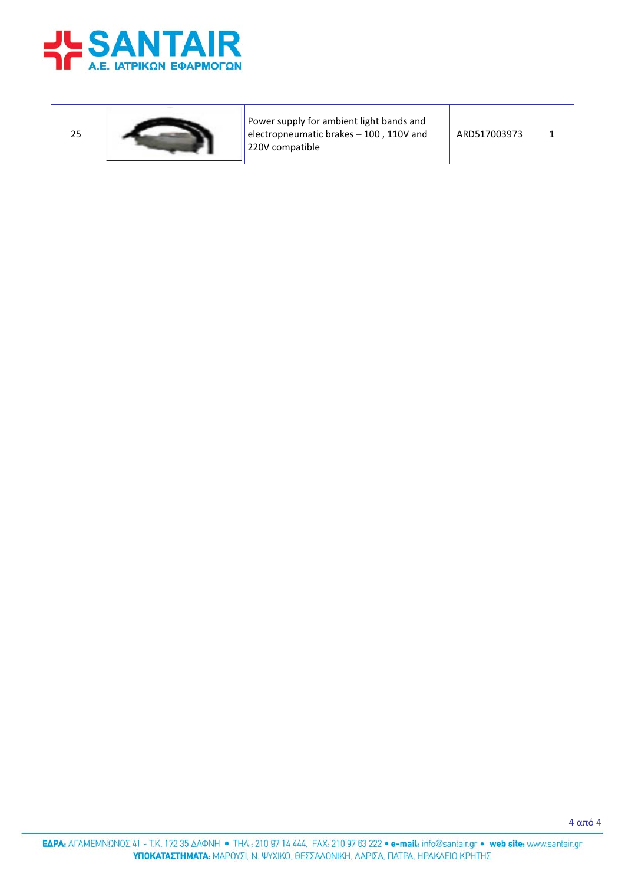| | | | | |
|---|---|---|---|---|
| 25 | | Power supply for ambient light bands and electropneumatic brakes – 100 , 110V and 220V compatible | ARD517003973 | 1 |